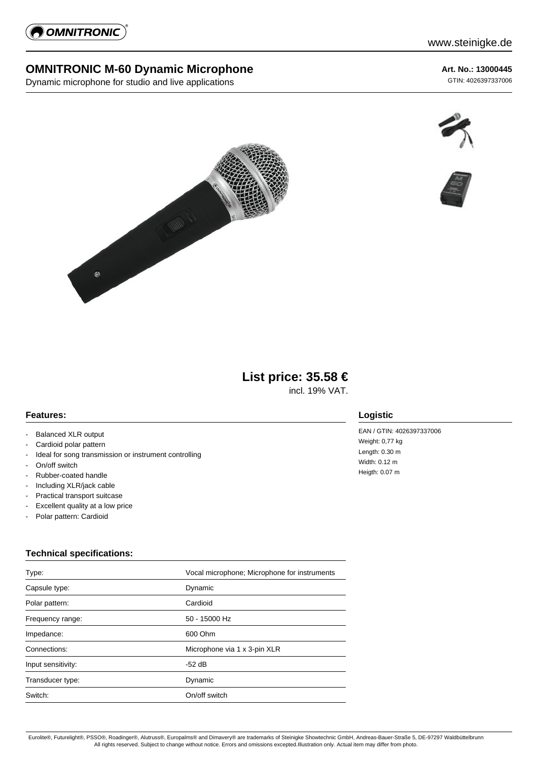# OMNITRONIC M-60 Dynamic Microphone

Dynamic microphone for studio and live applications

**Art. No.: 13000445**

GTIN: 4026397337006

**List price: 35.58 €**

incl. 19% VAT.

## Features:

- Balanced XLR output
- Cardioid polar pattern
- Ideal for song transmission or instrument controlling
- On/off switch
- Rubber-coated handle
- Including XLR/jack cable
- Practical transport suitcase
- Excellent quality at a low price
- Polar pattern: Cardioid

## Logistic

EAN / GTIN: 4026397337006

Weight: 0,77 kg

Length: 0.30 m

Width: 0.12 m

Heigth: 0.07 m

## Technical specifications:

| | |
|---|---|
| Type: | Vocal microphone; Microphone for instruments |
| Capsule type: | Dynamic |
| Polar pattern: | Cardioid |
| Frequency range: | 50 - 15000 Hz |
| Impedance: | 600 Ohm |
| Connections: | Microphone via 1 x 3-pin XLR |
| Input sensitivity: | -52 dB |
| Transducer type: | Dynamic |
| Switch: | On/off switch |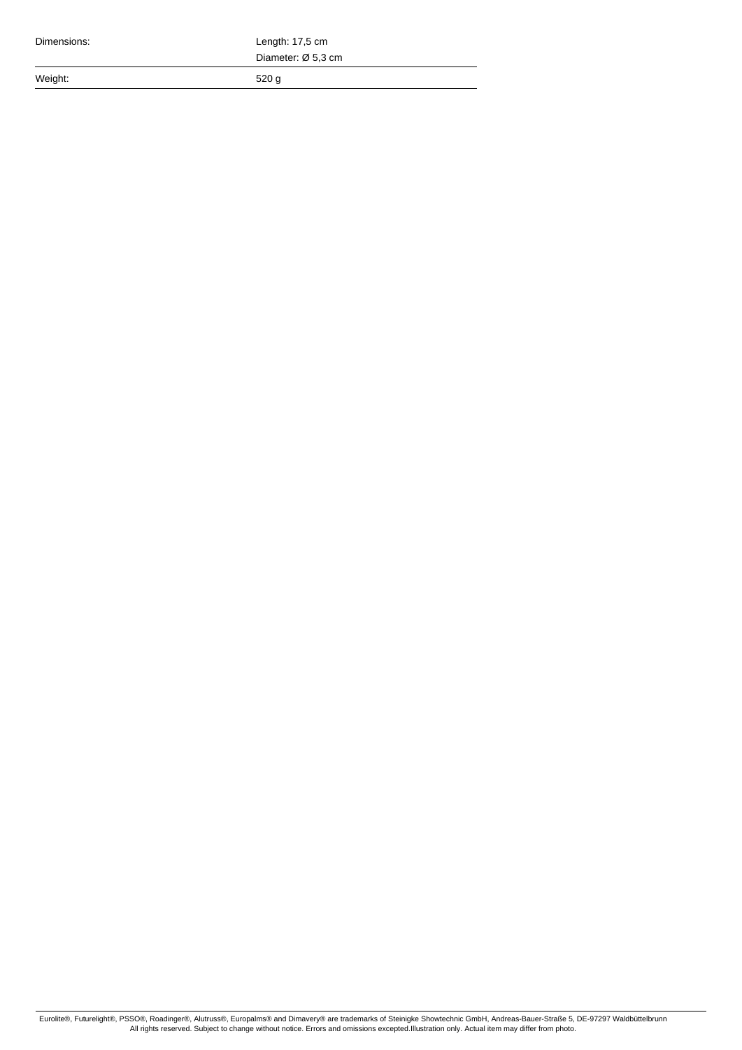| | |
|---|---|
| Dimensions: | Length: 17,5 cm<br>Diameter: Ø 5,3 cm |
| Weight: | 520 g |